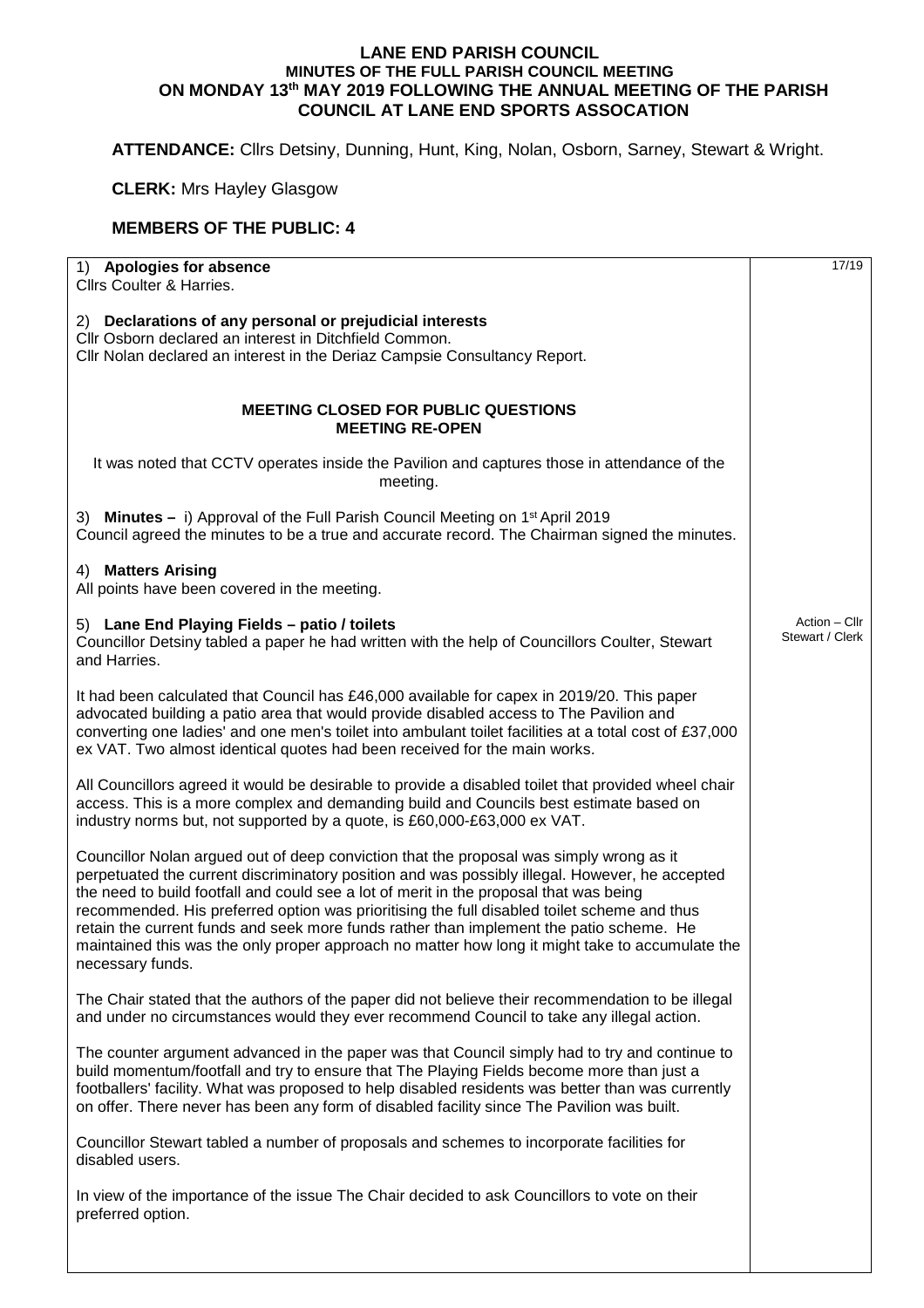# LANE END PARISH COUNCIL

## MINUTES OF THE FULL PARISH COUNCIL MEETING ON MONDAY 13th MAY 2019 FOLLOWING THE ANNUAL MEETING OF THE PARISH COUNCIL AT LANE END SPORTS ASSOCATION

**ATTENDANCE:** Cllrs Detsiny, Dunning, Hunt, King, Nolan, Osborn, Sarney, Stewart & Wright.

**CLERK:** Mrs Hayley Glasgow

**MEMBERS OF THE PUBLIC: 4**

17/19

1) **Apologies for absence**

Cllrs Coulter & Harries.

2) **Declarations of any personal or prejudicial interests**

Cllr Osborn declared an interest in Ditchfield Common.

Cllr Nolan declared an interest in the Deriaz Campsie Consultancy Report.

**MEETING CLOSED FOR PUBLIC QUESTIONS**

**MEETING RE-OPEN**

It was noted that CCTV operates inside the Pavilion and captures those in attendance of the meeting.

3) **Minutes –** i) Approval of the Full Parish Council Meeting on 1st April 2019

Council agreed the minutes to be a true and accurate record. The Chairman signed the minutes.

4) **Matters Arising**

All points have been covered in the meeting.

5) **Lane End Playing Fields – patio / toilets**

Action – Cllr Stewart / Clerk

Councillor Detsiny tabled a paper he had written with the help of Councillors Coulter, Stewart and Harries.

It had been calculated that Council has £46,000 available for capex in 2019/20. This paper advocated building a patio area that would provide disabled access to The Pavilion and converting one ladies' and one men's toilet into ambulant toilet facilities at a total cost of £37,000 ex VAT. Two almost identical quotes had been received for the main works.

All Councillors agreed it would be desirable to provide a disabled toilet that provided wheel chair access. This is a more complex and demanding build and Councils best estimate based on industry norms but, not supported by a quote, is £60,000-£63,000 ex VAT.

Councillor Nolan argued out of deep conviction that the proposal was simply wrong as it perpetuated the current discriminatory position and was possibly illegal. However, he accepted the need to build footfall and could see a lot of merit in the proposal that was being recommended. His preferred option was prioritising the full disabled toilet scheme and thus retain the current funds and seek more funds rather than implement the patio scheme. He maintained this was the only proper approach no matter how long it might take to accumulate the necessary funds.

The Chair stated that the authors of the paper did not believe their recommendation to be illegal and under no circumstances would they ever recommend Council to take any illegal action.

The counter argument advanced in the paper was that Council simply had to try and continue to build momentum/footfall and try to ensure that The Playing Fields become more than just a footballers' facility. What was proposed to help disabled residents was better than was currently on offer. There never has been any form of disabled facility since The Pavilion was built.

Councillor Stewart tabled a number of proposals and schemes to incorporate facilities for disabled users.

In view of the importance of the issue The Chair decided to ask Councillors to vote on their preferred option.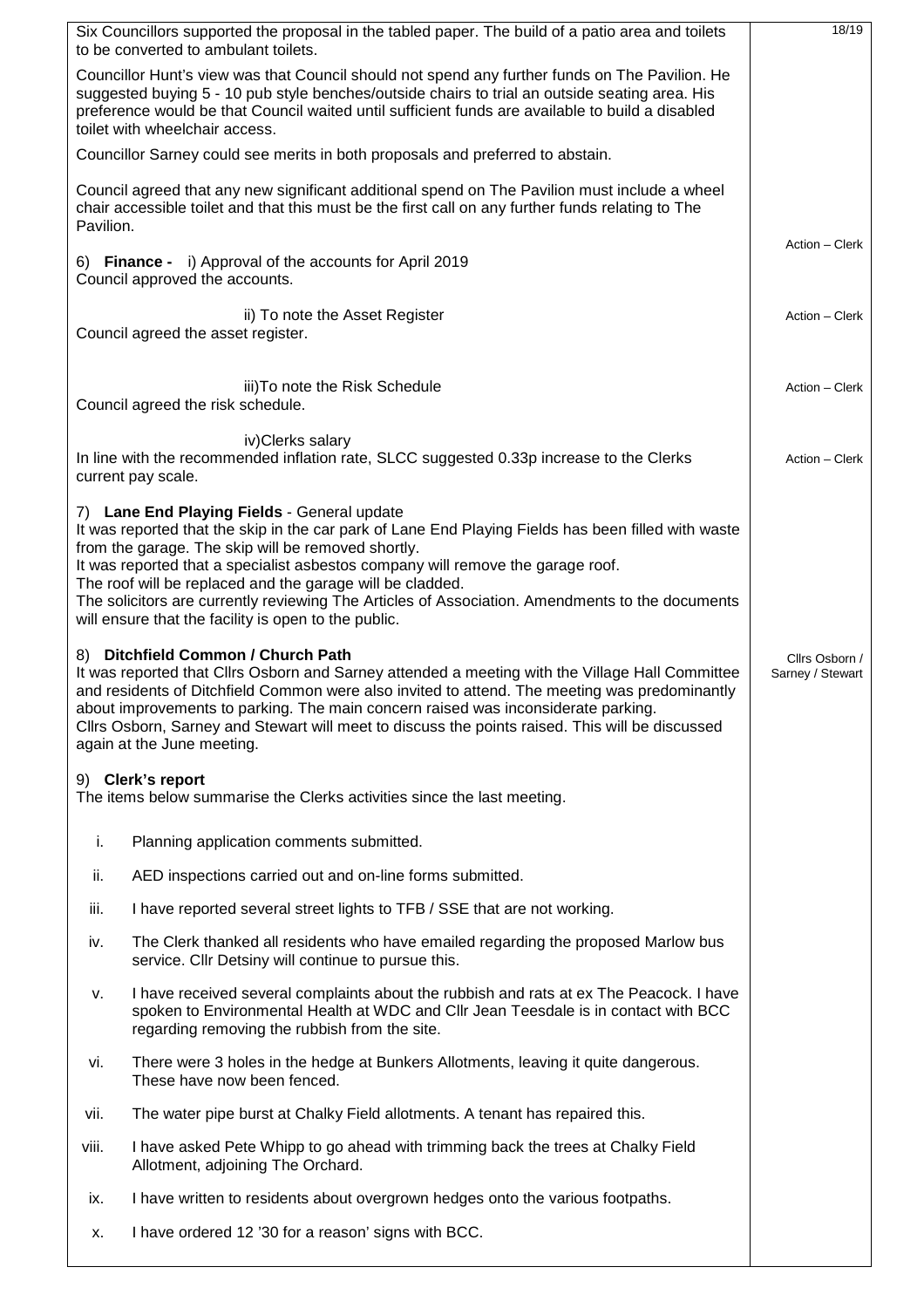| | 18/19 |
|---|---|
| Six Councillors supported the proposal in the tabled paper. The build of a patio area and toilets to be converted to ambulant toilets.<br><br>Councillor Hunt's view was that Council should not spend any further funds on The Pavilion. He suggested buying 5 - 10 pub style benches/outside chairs to trial an outside seating area. His preference would be that Council waited until sufficient funds are available to build a disabled toilet with wheelchair access.<br><br>Councillor Sarney could see merits in both proposals and preferred to abstain.<br><br>Council agreed that any new significant additional spend on The Pavilion must include a wheel chair accessible toilet and that this must be the first call on any further funds relating to The Pavilion. | |
| 6) **Finance -** i) Approval of the accounts for April 2019<br>Council approved the accounts. | Action – Clerk |
| ii) To note the Asset Register<br>Council agreed the asset register. | Action – Clerk |
| iii)To note the Risk Schedule<br>Council agreed the risk schedule. | Action – Clerk |
| iv)Clerks salary<br>In line with the recommended inflation rate, SLCC suggested 0.33p increase to the Clerks current pay scale. | Action – Clerk |
| 7) **Lane End Playing Fields** - General update<br>It was reported that the skip in the car park of Lane End Playing Fields has been filled with waste from the garage. The skip will be removed shortly.<br>It was reported that a specialist asbestos company will remove the garage roof.<br>The roof will be replaced and the garage will be cladded.<br>The solicitors are currently reviewing The Articles of Association. Amendments to the documents will ensure that the facility is open to the public. | |
| 8) **Ditchfield Common / Church Path**<br>It was reported that Cllrs Osborn and Sarney attended a meeting with the Village Hall Committee and residents of Ditchfield Common were also invited to attend. The meeting was predominantly about improvements to parking. The main concern raised was inconsiderate parking.<br>Cllrs Osborn, Sarney and Stewart will meet to discuss the points raised. This will be discussed again at the June meeting. | Cllrs Osborn / Sarney / Stewart |
| 9) **Clerk's report**<br>The items below summarise the Clerks activities since the last meeting.<br><br>i. Planning application comments submitted.<br>ii. AED inspections carried out and on-line forms submitted.<br>iii. I have reported several street lights to TFB / SSE that are not working.<br>iv. The Clerk thanked all residents who have emailed regarding the proposed Marlow bus service. Cllr Detsiny will continue to pursue this.<br>v. I have received several complaints about the rubbish and rats at ex The Peacock. I have spoken to Environmental Health at WDC and Cllr Jean Teesdale is in contact with BCC regarding removing the rubbish from the site.<br>vi. There were 3 holes in the hedge at Bunkers Allotments, leaving it quite dangerous. These have now been fenced.<br>vii. The water pipe burst at Chalky Field allotments. A tenant has repaired this.<br>viii. I have asked Pete Whipp to go ahead with trimming back the trees at Chalky Field Allotment, adjoining The Orchard.<br>ix. I have written to residents about overgrown hedges onto the various footpaths.<br>x. I have ordered 12 '30 for a reason' signs with BCC. | |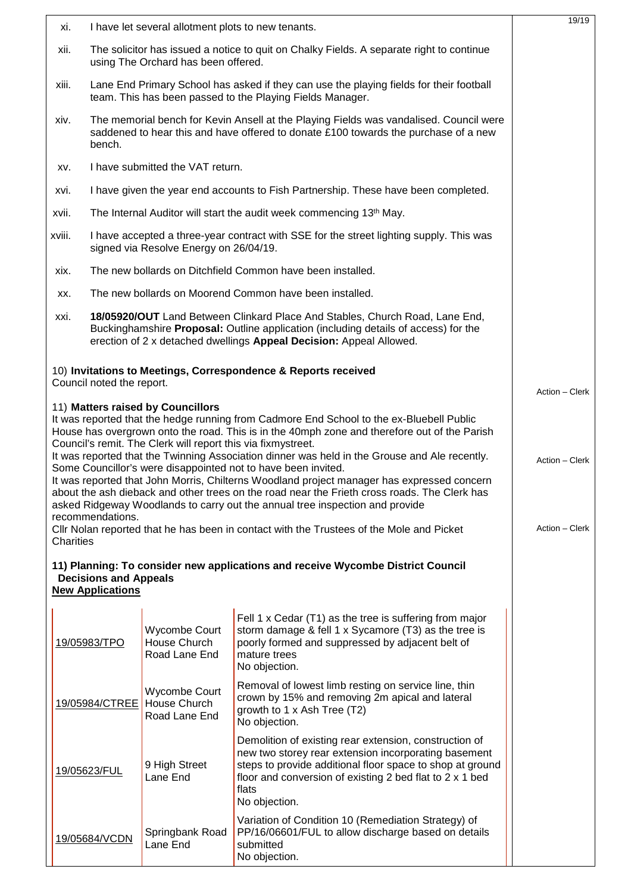xi. I have let several allotment plots to new tenants.

xii. The solicitor has issued a notice to quit on Chalky Fields. A separate right to continue using The Orchard has been offered.

xiii. Lane End Primary School has asked if they can use the playing fields for their football team. This has been passed to the Playing Fields Manager.

xiv. The memorial bench for Kevin Ansell at the Playing Fields was vandalised. Council were saddened to hear this and have offered to donate £100 towards the purchase of a new bench.

xv. I have submitted the VAT return.

xvi. I have given the year end accounts to Fish Partnership. These have been completed.

xvii. The Internal Auditor will start the audit week commencing 13th May.

xviii. I have accepted a three-year contract with SSE for the street lighting supply. This was signed via Resolve Energy on 26/04/19.

xix. The new bollards on Ditchfield Common have been installed.

xx. The new bollards on Moorend Common have been installed.

xxi. **18/05920/OUT** Land Between Clinkard Place And Stables, Church Road, Lane End, Buckinghamshire **Proposal:** Outline application (including details of access) for the erection of 2 x detached dwellings **Appeal Decision:** Appeal Allowed.

10) **Invitations to Meetings, Correspondence & Reports received**
Council noted the report.

11) **Matters raised by Councillors**
It was reported that the hedge running from Cadmore End School to the ex-Bluebell Public House has overgrown onto the road. This is in the 40mph zone and therefore out of the Parish Council's remit. The Clerk will report this via fixmystreet. — Action – Clerk

It was reported that the Twinning Association dinner was held in the Grouse and Ale recently. Some Councillor's were disappointed not to have been invited.

It was reported that John Morris, Chilterns Woodland project manager has expressed concern about the ash dieback and other trees on the road near the Frieth cross roads. The Clerk has asked Ridgeway Woodlands to carry out the annual tree inspection and provide recommendations. — Action – Clerk

Cllr Nolan reported that he has been in contact with the Trustees of the Mole and Picket Charities — Action – Clerk

**11) Planning: To consider new applications and receive Wycombe District Council Decisions and Appeals**

**New Applications**

| Reference | Location | Proposal |
|---|---|---|
| 19/05983/TPO | Wycombe Court House Church Road Lane End | Fell 1 x Cedar (T1) as the tree is suffering from major storm damage & fell 1 x Sycamore (T3) as the tree is poorly formed and suppressed by adjacent belt of mature trees<br>No objection. |
| 19/05984/CTREE | Wycombe Court House Church Road Lane End | Removal of lowest limb resting on service line, thin crown by 15% and removing 2m apical and lateral growth to 1 x Ash Tree (T2)<br>No objection. |
| 19/05623/FUL | 9 High Street Lane End | Demolition of existing rear extension, construction of new two storey rear extension incorporating basement steps to provide additional floor space to shop at ground floor and conversion of existing 2 bed flat to 2 x 1 bed flats<br>No objection. |
| 19/05684/VCDN | Springbank Road Lane End | Variation of Condition 10 (Remediation Strategy) of PP/16/06601/FUL to allow discharge based on details submitted<br>No objection. |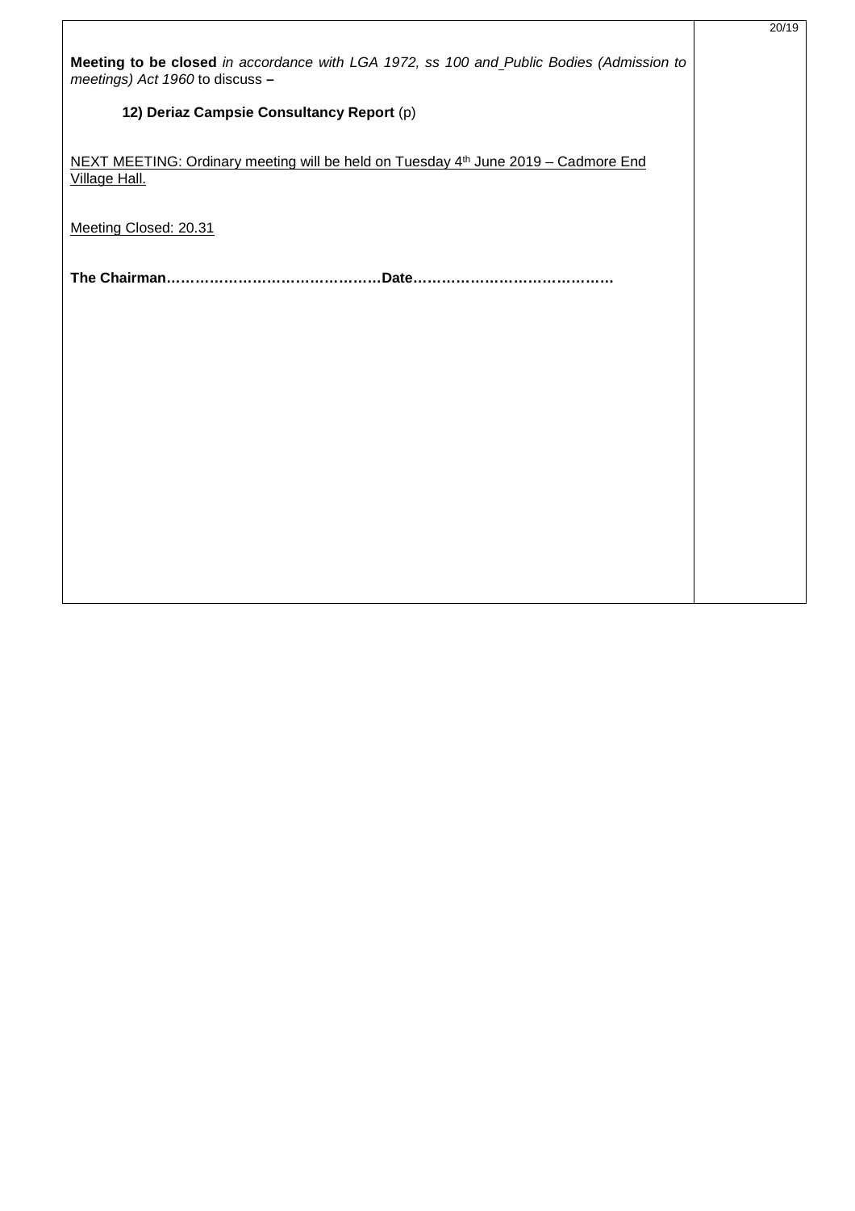**Meeting to be closed** *in accordance with LGA 1972, ss 100 and Public Bodies (Admission to meetings) Act 1960* to discuss **–**

**12) Deriaz Campsie Consultancy Report** (p)

NEXT MEETING: Ordinary meeting will be held on Tuesday 4th June 2019 – Cadmore End Village Hall.

Meeting Closed: 20.31

**The Chairman………………………………………Date……………………………………**